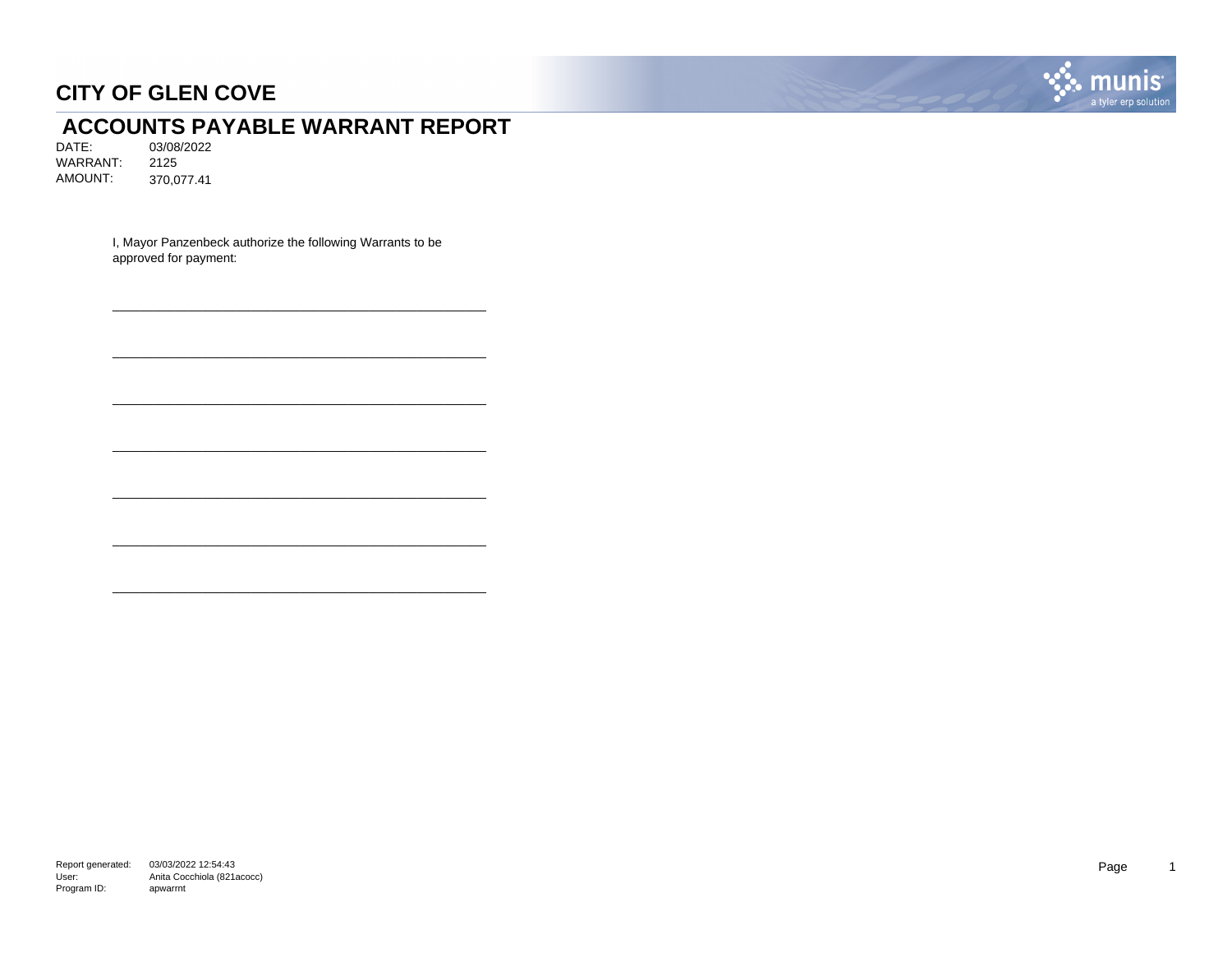# CITY OF GLEN COVE

## ACCOUNTS PAYABLE WARRANT REPORT

DATE: 03/08/2022
WARRANT: 2125
AMOUNT: 370,077.41

I, Mayor Panzenbeck authorize the following Warrants to be approved for payment:

\_\_\_\_\_\_\_\_\_\_\_\_\_\_\_\_\_\_\_\_\_\_\_\_\_\_\_\_\_\_\_\_\_\_\_\_\_\_\_\_\_\_\_\_\_\_\_\_

\_\_\_\_\_\_\_\_\_\_\_\_\_\_\_\_\_\_\_\_\_\_\_\_\_\_\_\_\_\_\_\_\_\_\_\_\_\_\_\_\_\_\_\_\_\_\_\_

\_\_\_\_\_\_\_\_\_\_\_\_\_\_\_\_\_\_\_\_\_\_\_\_\_\_\_\_\_\_\_\_\_\_\_\_\_\_\_\_\_\_\_\_\_\_\_\_

\_\_\_\_\_\_\_\_\_\_\_\_\_\_\_\_\_\_\_\_\_\_\_\_\_\_\_\_\_\_\_\_\_\_\_\_\_\_\_\_\_\_\_\_\_\_\_\_

\_\_\_\_\_\_\_\_\_\_\_\_\_\_\_\_\_\_\_\_\_\_\_\_\_\_\_\_\_\_\_\_\_\_\_\_\_\_\_\_\_\_\_\_\_\_\_\_

\_\_\_\_\_\_\_\_\_\_\_\_\_\_\_\_\_\_\_\_\_\_\_\_\_\_\_\_\_\_\_\_\_\_\_\_\_\_\_\_\_\_\_\_\_\_\_\_

\_\_\_\_\_\_\_\_\_\_\_\_\_\_\_\_\_\_\_\_\_\_\_\_\_\_\_\_\_\_\_\_\_\_\_\_\_\_\_\_\_\_\_\_\_\_\_\_

Report generated: 03/03/2022 12:54:43
User: Anita Cocchiola (821acocc)
Program ID: apwarrnt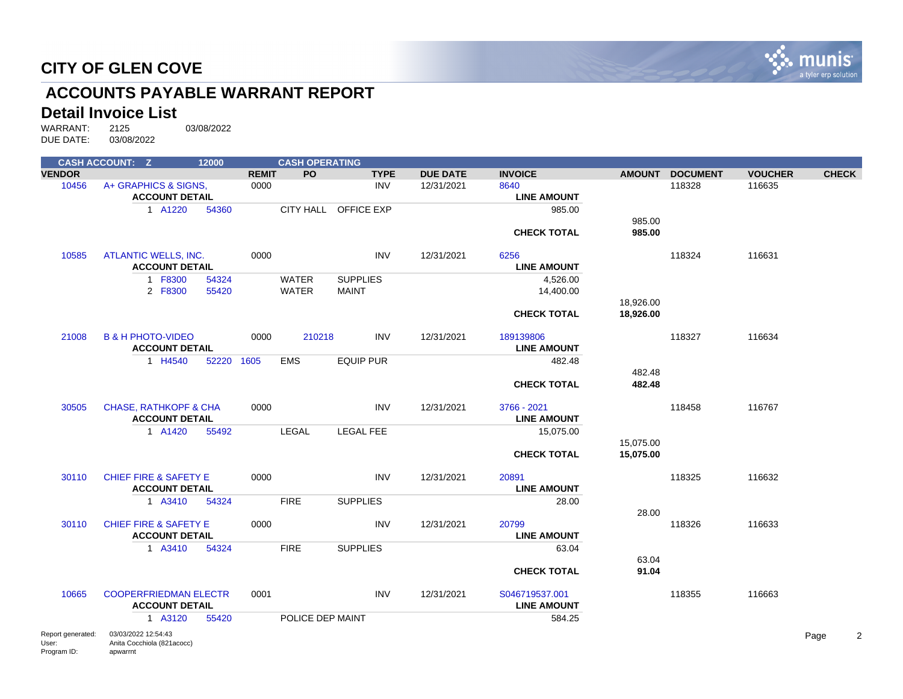# CITY OF GLEN COVE

## ACCOUNTS PAYABLE WARRANT REPORT

### Detail Invoice List

WARRANT: 2125 03/08/2022
DUE DATE: 03/08/2022

| CASH ACCOUNT: Z | | 12000 | | | CASH OPERATING | | | | | | | |
|---|---|---|---|---|---|---|---|---|---|---|---|---|
| **VENDOR** | | | **REMIT** | **PO** | **TYPE** | **DUE DATE** | **INVOICE** | | **AMOUNT** | **DOCUMENT** | **VOUCHER** | **CHECK** |
| 10456 | A+ GRAPHICS & SIGNS, | | 0000 | | INV | 12/31/2021 | 8640 | | | 118328 | 116635 | |
| | **ACCOUNT DETAIL** | | | | | | | **LINE AMOUNT** | | | | |
| | 1 A1220 | 54360 | | CITY HALL | OFFICE EXP | | | 985.00 | | | | |
| | | | | | | | | | 985.00 | | | |
| | | | | | | | | **CHECK TOTAL** | **985.00** | | | |
| 10585 | ATLANTIC WELLS, INC. | | 0000 | | INV | 12/31/2021 | 6256 | | | 118324 | 116631 | |
| | **ACCOUNT DETAIL** | | | | | | | **LINE AMOUNT** | | | | |
| | 1 F8300 | 54324 | | WATER | SUPPLIES | | | 4,526.00 | | | | |
| | 2 F8300 | 55420 | | WATER | MAINT | | | 14,400.00 | | | | |
| | | | | | | | | | 18,926.00 | | | |
| | | | | | | | | **CHECK TOTAL** | **18,926.00** | | | |
| 21008 | B & H PHOTO-VIDEO | | 0000 | 210218 | INV | 12/31/2021 | 189139806 | | | 118327 | 116634 | |
| | **ACCOUNT DETAIL** | | | | | | | **LINE AMOUNT** | | | | |
| | 1 H4540 | 52220 | 1605 | EMS | EQUIP PUR | | | 482.48 | | | | |
| | | | | | | | | | 482.48 | | | |
| | | | | | | | | **CHECK TOTAL** | **482.48** | | | |
| 30505 | CHASE, RATHKOPF & CHA | | 0000 | | INV | 12/31/2021 | 3766 - 2021 | | | 118458 | 116767 | |
| | **ACCOUNT DETAIL** | | | | | | | **LINE AMOUNT** | | | | |
| | 1 A1420 | 55492 | | LEGAL | LEGAL FEE | | | 15,075.00 | | | | |
| | | | | | | | | | 15,075.00 | | | |
| | | | | | | | | **CHECK TOTAL** | **15,075.00** | | | |
| 30110 | CHIEF FIRE & SAFETY E | | 0000 | | INV | 12/31/2021 | 20891 | | | 118325 | 116632 | |
| | **ACCOUNT DETAIL** | | | | | | | **LINE AMOUNT** | | | | |
| | 1 A3410 | 54324 | | FIRE | SUPPLIES | | | 28.00 | | | | |
| | | | | | | | | | 28.00 | | | |
| 30110 | CHIEF FIRE & SAFETY E | | 0000 | | INV | 12/31/2021 | 20799 | | | 118326 | 116633 | |
| | **ACCOUNT DETAIL** | | | | | | | **LINE AMOUNT** | | | | |
| | 1 A3410 | 54324 | | FIRE | SUPPLIES | | | 63.04 | | | | |
| | | | | | | | | | 63.04 | | | |
| | | | | | | | | **CHECK TOTAL** | **91.04** | | | |
| 10665 | COOPERFRIEDMAN ELECTR | | 0001 | | INV | 12/31/2021 | S046719537.001 | | | 118355 | 116663 | |
| | **ACCOUNT DETAIL** | | | | | | | **LINE AMOUNT** | | | | |
| | 1 A3120 | 55420 | | POLICE DEP MAINT | | | | 584.25 | | | | |

Report generated: 03/03/2022 12:54:43
User: Anita Cocchiola (821acocc)
Program ID: apwarrnt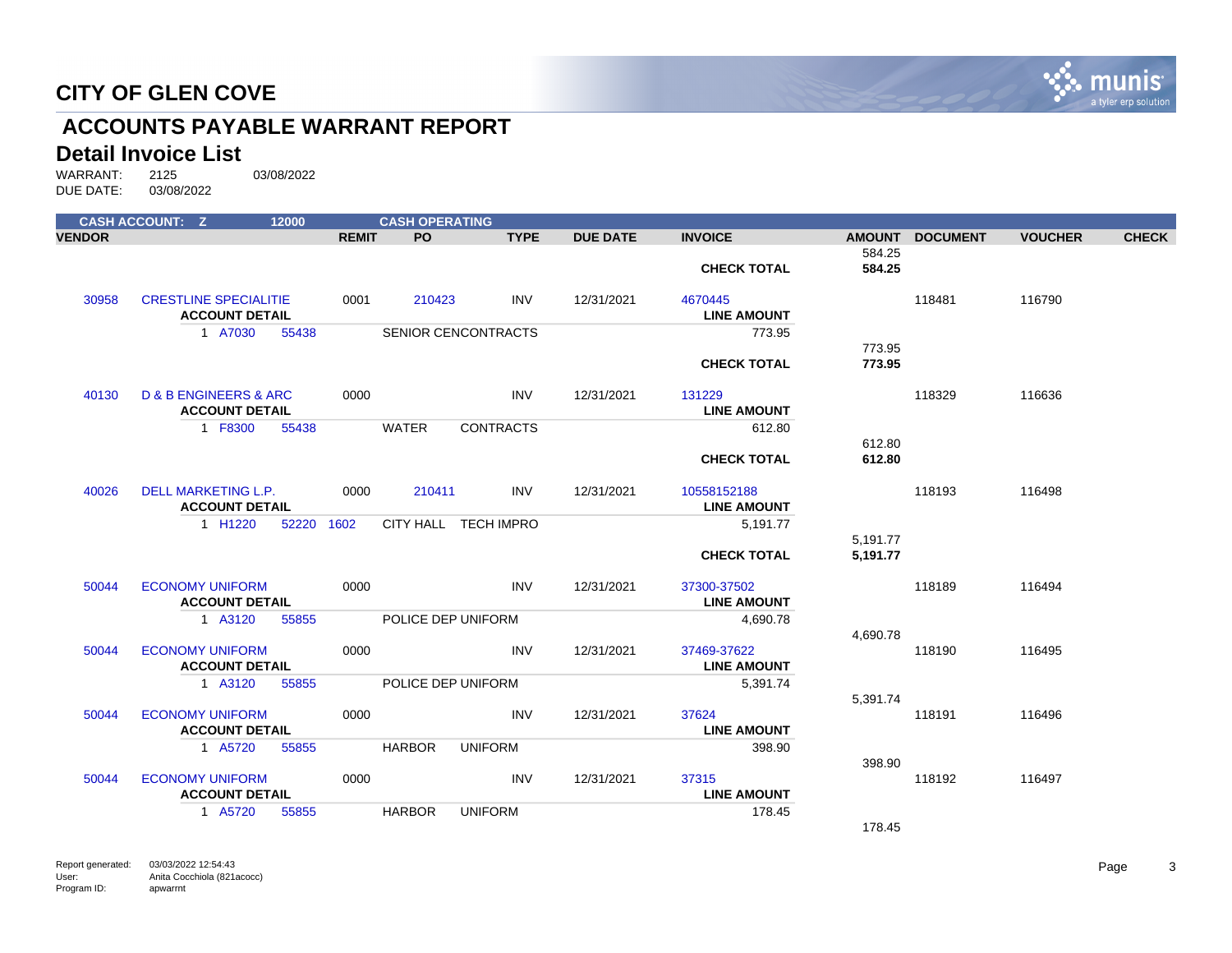# CITY OF GLEN COVE

## ACCOUNTS PAYABLE WARRANT REPORT

## Detail Invoice List

WARRANT: 2125 03/08/2022
DUE DATE: 03/08/2022

| CASH ACCOUNT: Z | | 12000 | | CASH OPERATING | | | | | | | |
|---|---|---|---|---|---|---|---|---|---|---|---|
| **VENDOR** | | | **REMIT** | **PO** | **TYPE** | **DUE DATE** | **INVOICE** | **AMOUNT** | **DOCUMENT** | **VOUCHER** | **CHECK** |
| | | | | | | | | 584.25 | | | |
| | | | | | | | **CHECK TOTAL** | **584.25** | | | |
| 30958 | CRESTLINE SPECIALITIE | | 0001 | 210423 | INV | 12/31/2021 | 4670445 | | 118481 | 116790 | |
| | **ACCOUNT DETAIL** | | | | | | **LINE AMOUNT** | | | | |
| | 1 A7030 | 55438 | | SENIOR CEN | CONTRACTS | | 773.95 | | | | |
| | | | | | | | | 773.95 | | | |
| | | | | | | | **CHECK TOTAL** | **773.95** | | | |
| 40130 | D & B ENGINEERS & ARC | | 0000 | | INV | 12/31/2021 | 131229 | | 118329 | 116636 | |
| | **ACCOUNT DETAIL** | | | | | | **LINE AMOUNT** | | | | |
| | 1 F8300 | 55438 | | WATER | CONTRACTS | | 612.80 | | | | |
| | | | | | | | | 612.80 | | | |
| | | | | | | | **CHECK TOTAL** | **612.80** | | | |
| 40026 | DELL MARKETING L.P. | | 0000 | 210411 | INV | 12/31/2021 | 10558152188 | | 118193 | 116498 | |
| | **ACCOUNT DETAIL** | | | | | | **LINE AMOUNT** | | | | |
| | 1 H1220 | 52220 | 1602 | CITY HALL | TECH IMPRO | | 5,191.77 | | | | |
| | | | | | | | | 5,191.77 | | | |
| | | | | | | | **CHECK TOTAL** | **5,191.77** | | | |
| 50044 | ECONOMY UNIFORM | | 0000 | | INV | 12/31/2021 | 37300-37502 | | 118189 | 116494 | |
| | **ACCOUNT DETAIL** | | | | | | **LINE AMOUNT** | | | | |
| | 1 A3120 | 55855 | | POLICE DEP | UNIFORM | | 4,690.78 | | | | |
| | | | | | | | | 4,690.78 | | | |
| 50044 | ECONOMY UNIFORM | | 0000 | | INV | 12/31/2021 | 37469-37622 | | 118190 | 116495 | |
| | **ACCOUNT DETAIL** | | | | | | **LINE AMOUNT** | | | | |
| | 1 A3120 | 55855 | | POLICE DEP | UNIFORM | | 5,391.74 | | | | |
| | | | | | | | | 5,391.74 | | | |
| 50044 | ECONOMY UNIFORM | | 0000 | | INV | 12/31/2021 | 37624 | | 118191 | 116496 | |
| | **ACCOUNT DETAIL** | | | | | | **LINE AMOUNT** | | | | |
| | 1 A5720 | 55855 | | HARBOR | UNIFORM | | 398.90 | | | | |
| | | | | | | | | 398.90 | | | |
| 50044 | ECONOMY UNIFORM | | 0000 | | INV | 12/31/2021 | 37315 | | 118192 | 116497 | |
| | **ACCOUNT DETAIL** | | | | | | **LINE AMOUNT** | | | | |
| | 1 A5720 | 55855 | | HARBOR | UNIFORM | | 178.45 | | | | |
| | | | | | | | | 178.45 | | | |

Report generated: 03/03/2022 12:54:43
User: Anita Cocchiola (821acocc)
Program ID: apwarrnt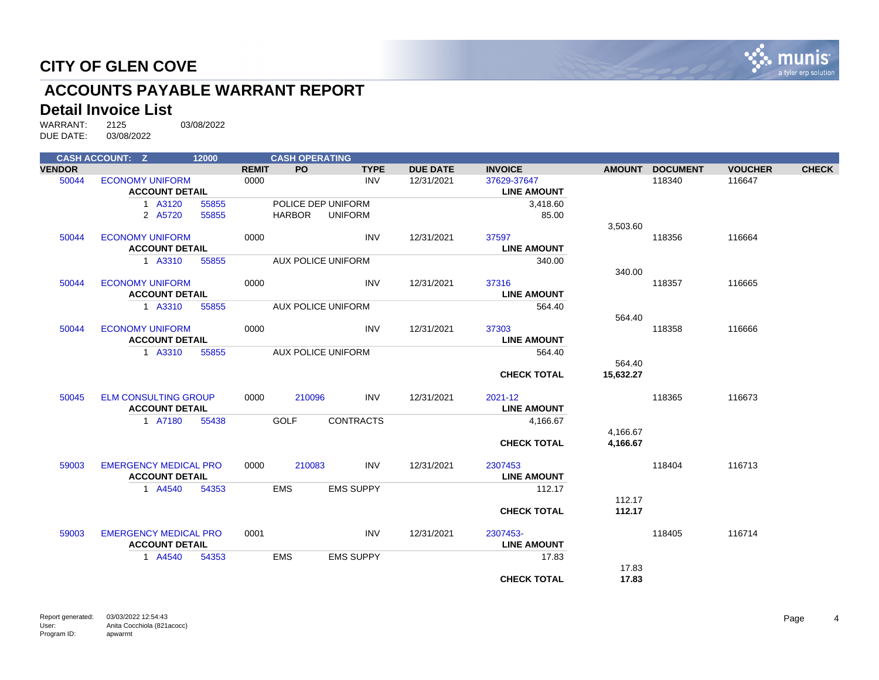# CITY OF GLEN COVE

## ACCOUNTS PAYABLE WARRANT REPORT

### Detail Invoice List

WARRANT: 2125 03/08/2022
DUE DATE: 03/08/2022

| CASH ACCOUNT: Z | | 12000 | | CASH OPERATING | | | | | | | |
|---|---|---|---|---|---|---|---|---|---|---|---|
| **VENDOR** | | | **REMIT** | **PO** | **TYPE** | **DUE DATE** | **INVOICE** | **AMOUNT** | **DOCUMENT** | **VOUCHER** | **CHECK** |
| 50044 | ECONOMY UNIFORM | | 0000 | | INV | 12/31/2021 | 37629-37647 | | 118340 | 116647 | |
| | **ACCOUNT DETAIL** | | | | | | **LINE AMOUNT** | | | | |
| | 1 A3120 | 55855 | | POLICE DEP UNIFORM | | | 3,418.60 | | | | |
| | 2 A5720 | 55855 | | HARBOR UNIFORM | | | 85.00 | | | | |
| | | | | | | | | 3,503.60 | | | |
| 50044 | ECONOMY UNIFORM | | 0000 | | INV | 12/31/2021 | 37597 | | 118356 | 116664 | |
| | **ACCOUNT DETAIL** | | | | | | **LINE AMOUNT** | | | | |
| | 1 A3310 | 55855 | | AUX POLICE UNIFORM | | | 340.00 | | | | |
| | | | | | | | | 340.00 | | | |
| 50044 | ECONOMY UNIFORM | | 0000 | | INV | 12/31/2021 | 37316 | | 118357 | 116665 | |
| | **ACCOUNT DETAIL** | | | | | | **LINE AMOUNT** | | | | |
| | 1 A3310 | 55855 | | AUX POLICE UNIFORM | | | 564.40 | | | | |
| | | | | | | | | 564.40 | | | |
| 50044 | ECONOMY UNIFORM | | 0000 | | INV | 12/31/2021 | 37303 | | 118358 | 116666 | |
| | **ACCOUNT DETAIL** | | | | | | **LINE AMOUNT** | | | | |
| | 1 A3310 | 55855 | | AUX POLICE UNIFORM | | | 564.40 | | | | |
| | | | | | | | | 564.40 | | | |
| | | | | | | | **CHECK TOTAL** | **15,632.27** | | | |
| 50045 | ELM CONSULTING GROUP | | 0000 | 210096 | INV | 12/31/2021 | 2021-12 | | 118365 | 116673 | |
| | **ACCOUNT DETAIL** | | | | | | **LINE AMOUNT** | | | | |
| | 1 A7180 | 55438 | | GOLF CONTRACTS | | | 4,166.67 | | | | |
| | | | | | | | | 4,166.67 | | | |
| | | | | | | | **CHECK TOTAL** | **4,166.67** | | | |
| 59003 | EMERGENCY MEDICAL PRO | | 0000 | 210083 | INV | 12/31/2021 | 2307453 | | 118404 | 116713 | |
| | **ACCOUNT DETAIL** | | | | | | **LINE AMOUNT** | | | | |
| | 1 A4540 | 54353 | | EMS EMS SUPPY | | | 112.17 | | | | |
| | | | | | | | | 112.17 | | | |
| | | | | | | | **CHECK TOTAL** | **112.17** | | | |
| 59003 | EMERGENCY MEDICAL PRO | | 0001 | | INV | 12/31/2021 | 2307453- | | 118405 | 116714 | |
| | **ACCOUNT DETAIL** | | | | | | **LINE AMOUNT** | | | | |
| | 1 A4540 | 54353 | | EMS EMS SUPPY | | | 17.83 | | | | |
| | | | | | | | | 17.83 | | | |
| | | | | | | | **CHECK TOTAL** | **17.83** | | | |

Report generated: 03/03/2022 12:54:43
User: Anita Cocchiola (821acocc)
Program ID: apwarrnt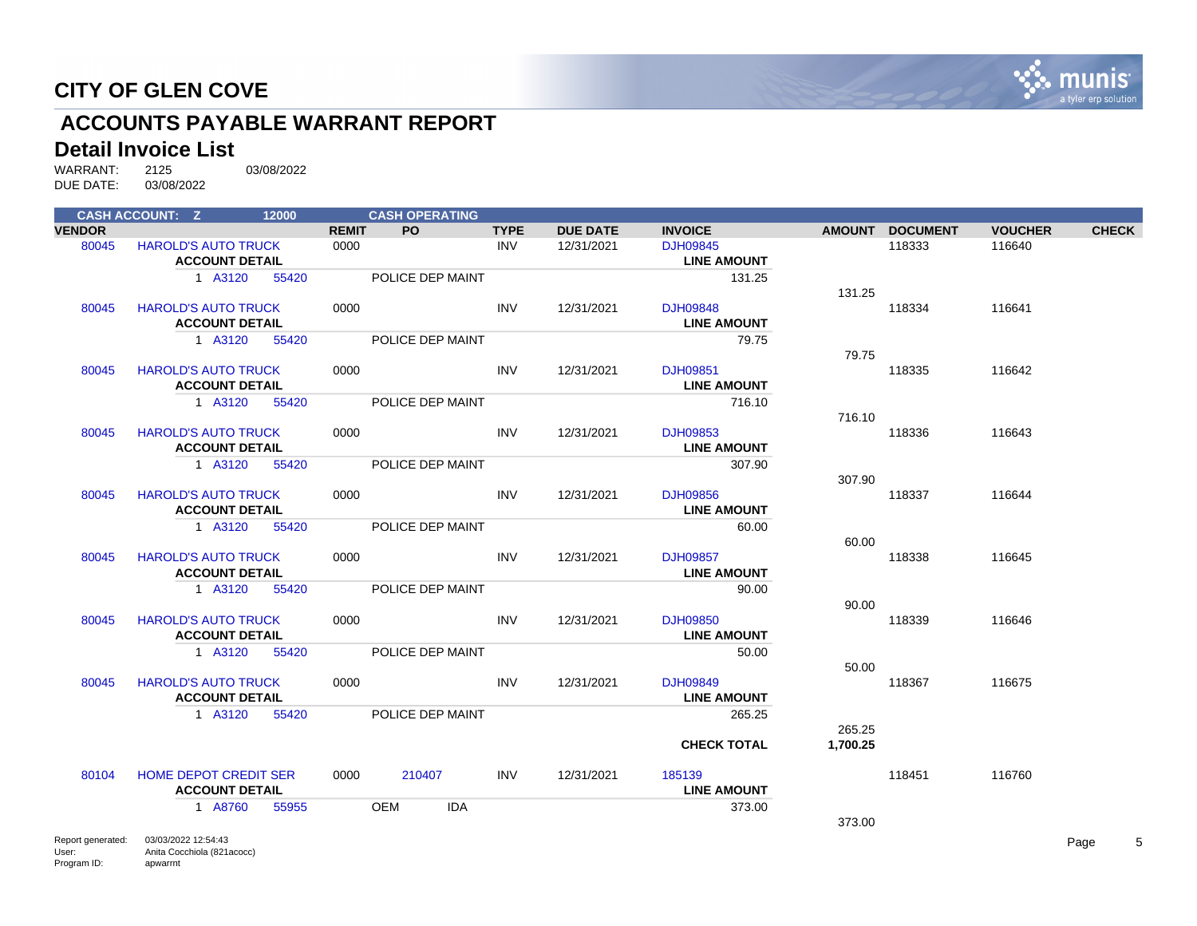# CITY OF GLEN COVE

## ACCOUNTS PAYABLE WARRANT REPORT

### Detail Invoice List

WARRANT: 2125 03/08/2022
DUE DATE: 03/08/2022

| CASH ACCOUNT: Z | 12000 | | CASH OPERATING | | | | | | | |
|---|---|---|---|---|---|---|---|---|---|---|
| **VENDOR** | | **REMIT** | **PO** | **TYPE** | **DUE DATE** | **INVOICE** | **AMOUNT** | **DOCUMENT** | **VOUCHER** | **CHECK** |
| 80045 | HAROLD'S AUTO TRUCK | 0000 | | INV | 12/31/2021 | DJH09845 | | 118333 | 116640 | |
| | **ACCOUNT DETAIL** | | | | | **LINE AMOUNT** | | | | |
| | 1 A3120 55420 | | POLICE DEP MAINT | | | 131.25 | | | | |
| | | | | | | | 131.25 | | | |
| 80045 | HAROLD'S AUTO TRUCK | 0000 | | INV | 12/31/2021 | DJH09848 | | 118334 | 116641 | |
| | **ACCOUNT DETAIL** | | | | | **LINE AMOUNT** | | | | |
| | 1 A3120 55420 | | POLICE DEP MAINT | | | 79.75 | | | | |
| | | | | | | | 79.75 | | | |
| 80045 | HAROLD'S AUTO TRUCK | 0000 | | INV | 12/31/2021 | DJH09851 | | 118335 | 116642 | |
| | **ACCOUNT DETAIL** | | | | | **LINE AMOUNT** | | | | |
| | 1 A3120 55420 | | POLICE DEP MAINT | | | 716.10 | | | | |
| | | | | | | | 716.10 | | | |
| 80045 | HAROLD'S AUTO TRUCK | 0000 | | INV | 12/31/2021 | DJH09853 | | 118336 | 116643 | |
| | **ACCOUNT DETAIL** | | | | | **LINE AMOUNT** | | | | |
| | 1 A3120 55420 | | POLICE DEP MAINT | | | 307.90 | | | | |
| | | | | | | | 307.90 | | | |
| 80045 | HAROLD'S AUTO TRUCK | 0000 | | INV | 12/31/2021 | DJH09856 | | 118337 | 116644 | |
| | **ACCOUNT DETAIL** | | | | | **LINE AMOUNT** | | | | |
| | 1 A3120 55420 | | POLICE DEP MAINT | | | 60.00 | | | | |
| | | | | | | | 60.00 | | | |
| 80045 | HAROLD'S AUTO TRUCK | 0000 | | INV | 12/31/2021 | DJH09857 | | 118338 | 116645 | |
| | **ACCOUNT DETAIL** | | | | | **LINE AMOUNT** | | | | |
| | 1 A3120 55420 | | POLICE DEP MAINT | | | 90.00 | | | | |
| | | | | | | | 90.00 | | | |
| 80045 | HAROLD'S AUTO TRUCK | 0000 | | INV | 12/31/2021 | DJH09850 | | 118339 | 116646 | |
| | **ACCOUNT DETAIL** | | | | | **LINE AMOUNT** | | | | |
| | 1 A3120 55420 | | POLICE DEP MAINT | | | 50.00 | | | | |
| | | | | | | | 50.00 | | | |
| 80045 | HAROLD'S AUTO TRUCK | 0000 | | INV | 12/31/2021 | DJH09849 | | 118367 | 116675 | |
| | **ACCOUNT DETAIL** | | | | | **LINE AMOUNT** | | | | |
| | 1 A3120 55420 | | POLICE DEP MAINT | | | 265.25 | | | | |
| | | | | | | | 265.25 | | | |
| | | | | | | **CHECK TOTAL** | **1,700.25** | | | |
| 80104 | HOME DEPOT CREDIT SER | 0000 | 210407 | INV | 12/31/2021 | 185139 | | 118451 | 116760 | |
| | **ACCOUNT DETAIL** | | | | | **LINE AMOUNT** | | | | |
| | 1 A8760 55955 | | OEM IDA | | | 373.00 | | | | |
| | | | | | | | 373.00 | | | |

Report generated: 03/03/2022 12:54:43
User: Anita Cocchiola (821acocc)
Program ID: apwarrnt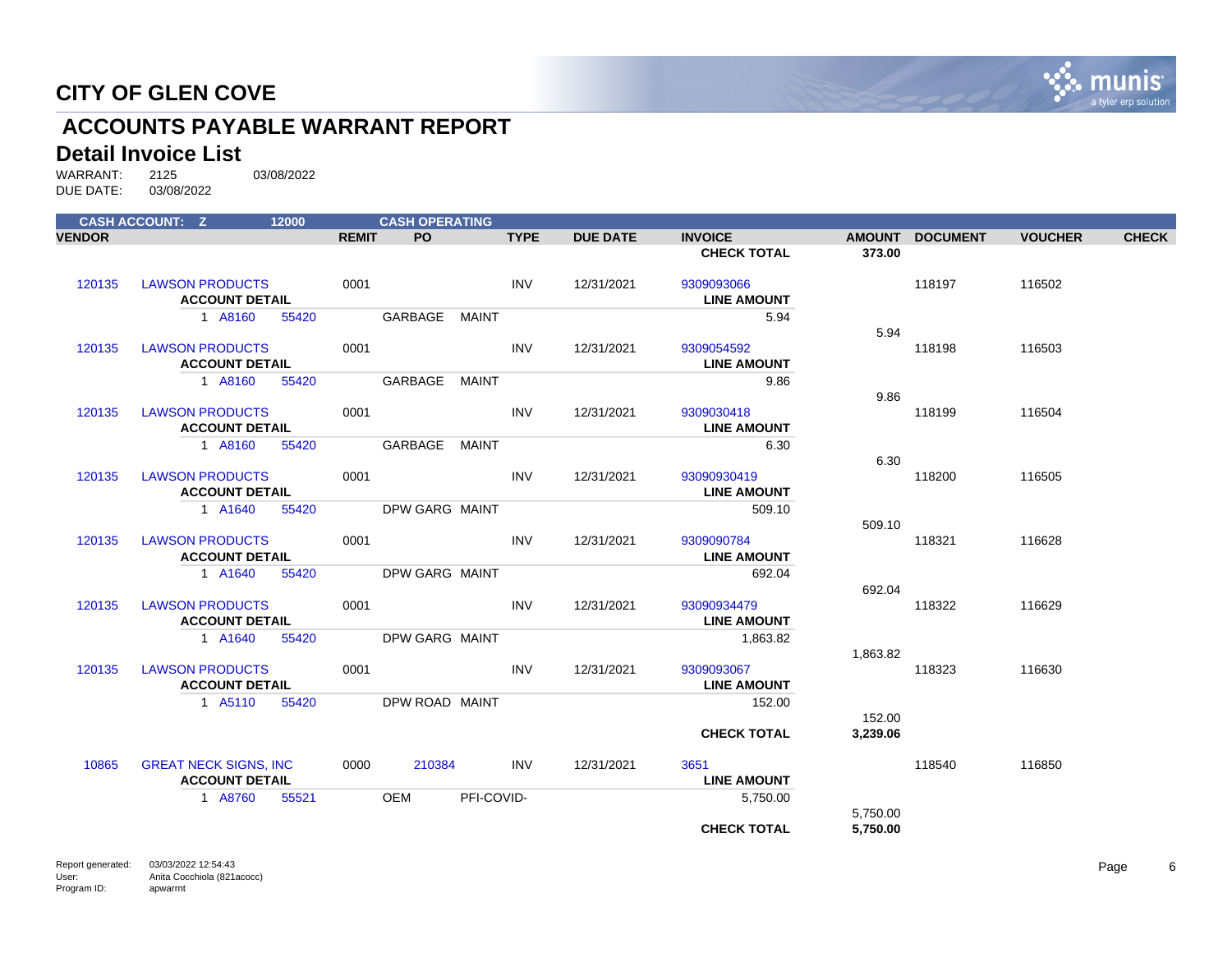# CITY OF GLEN COVE

## ACCOUNTS PAYABLE WARRANT REPORT

### Detail Invoice List

WARRANT: 2125 03/08/2022
DUE DATE: 03/08/2022

| CASH ACCOUNT: Z | | 12000 | | CASH OPERATING | | | | | | | | |
|---|---|---|---|---|---|---|---|---|---|---|---|---|
| **VENDOR** | | | **REMIT** | **PO** | | **TYPE** | **DUE DATE** | **INVOICE** | **AMOUNT** | **DOCUMENT** | **VOUCHER** | **CHECK** |
| | | | | | | | | **CHECK TOTAL** | **373.00** | | | |
| 120135 | LAWSON PRODUCTS | | 0001 | | | INV | 12/31/2021 | 9309093066 | | 118197 | 116502 | |
| | **ACCOUNT DETAIL** | | | | | | | **LINE AMOUNT** | | | | |
| | 1 A8160 | 55420 | | GARBAGE | MAINT | | | 5.94 | | | | |
| | | | | | | | | | 5.94 | | | |
| 120135 | LAWSON PRODUCTS | | 0001 | | | INV | 12/31/2021 | 9309054592 | | 118198 | 116503 | |
| | **ACCOUNT DETAIL** | | | | | | | **LINE AMOUNT** | | | | |
| | 1 A8160 | 55420 | | GARBAGE | MAINT | | | 9.86 | | | | |
| | | | | | | | | | 9.86 | | | |
| 120135 | LAWSON PRODUCTS | | 0001 | | | INV | 12/31/2021 | 9309030418 | | 118199 | 116504 | |
| | **ACCOUNT DETAIL** | | | | | | | **LINE AMOUNT** | | | | |
| | 1 A8160 | 55420 | | GARBAGE | MAINT | | | 6.30 | | | | |
| | | | | | | | | | 6.30 | | | |
| 120135 | LAWSON PRODUCTS | | 0001 | | | INV | 12/31/2021 | 93090930419 | | 118200 | 116505 | |
| | **ACCOUNT DETAIL** | | | | | | | **LINE AMOUNT** | | | | |
| | 1 A1640 | 55420 | | DPW GARG | MAINT | | | 509.10 | | | | |
| | | | | | | | | | 509.10 | | | |
| 120135 | LAWSON PRODUCTS | | 0001 | | | INV | 12/31/2021 | 9309090784 | | 118321 | 116628 | |
| | **ACCOUNT DETAIL** | | | | | | | **LINE AMOUNT** | | | | |
| | 1 A1640 | 55420 | | DPW GARG | MAINT | | | 692.04 | | | | |
| | | | | | | | | | 692.04 | | | |
| 120135 | LAWSON PRODUCTS | | 0001 | | | INV | 12/31/2021 | 93090934479 | | 118322 | 116629 | |
| | **ACCOUNT DETAIL** | | | | | | | **LINE AMOUNT** | | | | |
| | 1 A1640 | 55420 | | DPW GARG | MAINT | | | 1,863.82 | | | | |
| | | | | | | | | | 1,863.82 | | | |
| 120135 | LAWSON PRODUCTS | | 0001 | | | INV | 12/31/2021 | 9309093067 | | 118323 | 116630 | |
| | **ACCOUNT DETAIL** | | | | | | | **LINE AMOUNT** | | | | |
| | 1 A5110 | 55420 | | DPW ROAD | MAINT | | | 152.00 | | | | |
| | | | | | | | | | 152.00 | | | |
| | | | | | | | | **CHECK TOTAL** | **3,239.06** | | | |
| 10865 | GREAT NECK SIGNS, INC | | 0000 | 210384 | | INV | 12/31/2021 | 3651 | | 118540 | 116850 | |
| | **ACCOUNT DETAIL** | | | | | | | **LINE AMOUNT** | | | | |
| | 1 A8760 | 55521 | | OEM | PFI-COVID- | | | 5,750.00 | | | | |
| | | | | | | | | | 5,750.00 | | | |
| | | | | | | | | **CHECK TOTAL** | **5,750.00** | | | |

Report generated: 03/03/2022 12:54:43
User: Anita Cocchiola (821acocc)
Program ID: apwarrnt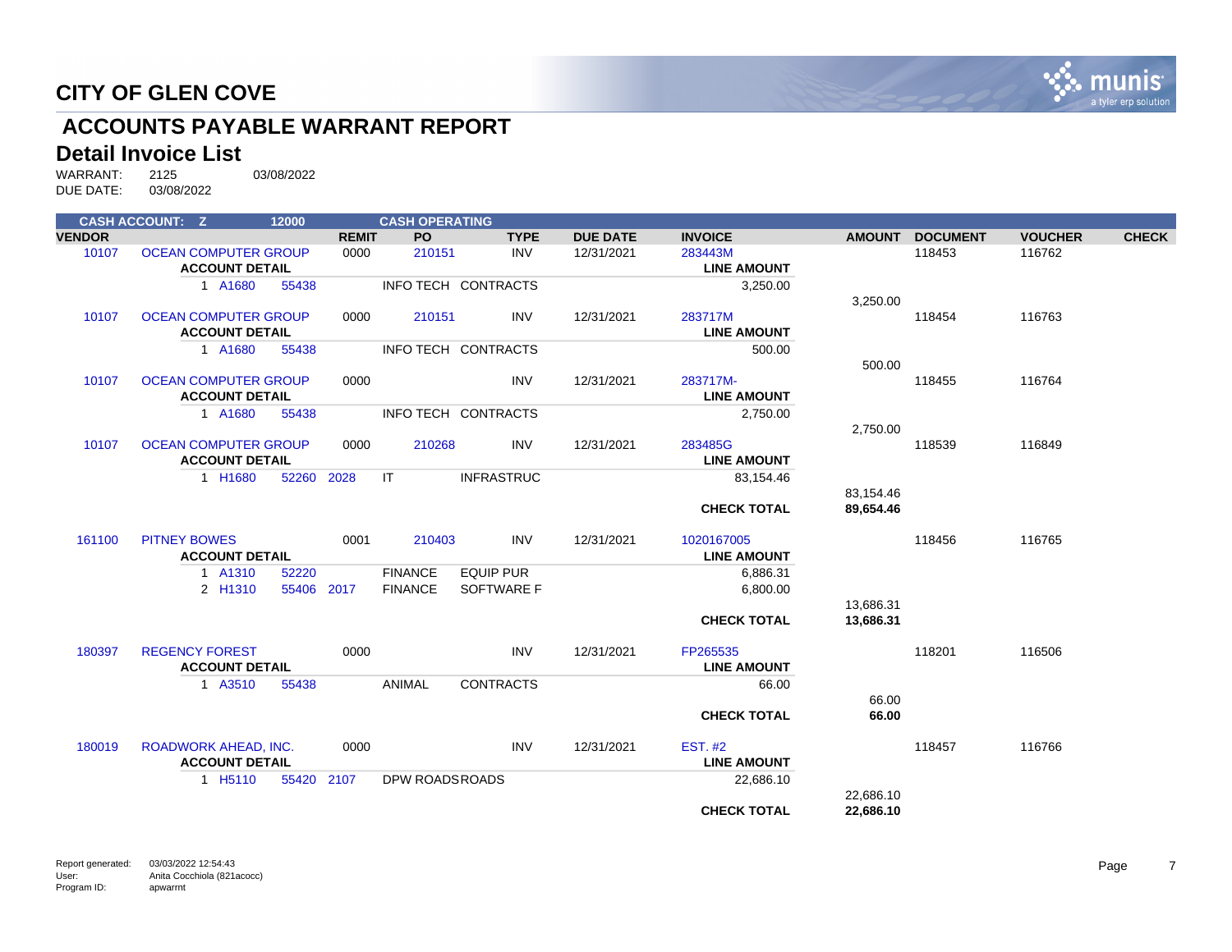# CITY OF GLEN COVE

## ACCOUNTS PAYABLE WARRANT REPORT

### Detail Invoice List

WARRANT: 2125 03/08/2022
DUE DATE: 03/08/2022

| CASH ACCOUNT: Z | 12000 | | CASH OPERATING | | | | | | | |
|---|---|---|---|---|---|---|---|---|---|---|
| **VENDOR** | | **REMIT** | **PO** | **TYPE** | **DUE DATE** | **INVOICE** | **AMOUNT** | **DOCUMENT** | **VOUCHER** | **CHECK** |
| 10107 | OCEAN COMPUTER GROUP | 0000 | 210151 | INV | 12/31/2021 | 283443M | | 118453 | 116762 | |
| | **ACCOUNT DETAIL** | | | | | **LINE AMOUNT** | | | | |
| | 1 A1680 55438 | | INFO TECH | CONTRACTS | | 3,250.00 | | | | |
| | | | | | | | 3,250.00 | | | |
| 10107 | OCEAN COMPUTER GROUP | 0000 | 210151 | INV | 12/31/2021 | 283717M | | 118454 | 116763 | |
| | **ACCOUNT DETAIL** | | | | | **LINE AMOUNT** | | | | |
| | 1 A1680 55438 | | INFO TECH | CONTRACTS | | 500.00 | | | | |
| | | | | | | | 500.00 | | | |
| 10107 | OCEAN COMPUTER GROUP | 0000 | | INV | 12/31/2021 | 283717M- | | 118455 | 116764 | |
| | **ACCOUNT DETAIL** | | | | | **LINE AMOUNT** | | | | |
| | 1 A1680 55438 | | INFO TECH | CONTRACTS | | 2,750.00 | | | | |
| | | | | | | | 2,750.00 | | | |
| 10107 | OCEAN COMPUTER GROUP | 0000 | 210268 | INV | 12/31/2021 | 283485G | | 118539 | 116849 | |
| | **ACCOUNT DETAIL** | | | | | **LINE AMOUNT** | | | | |
| | 1 H1680 52260 2028 | | IT | INFRASTRUC | | 83,154.46 | | | | |
| | | | | | | | 83,154.46 | | | |
| | | | | | | **CHECK TOTAL** | **89,654.46** | | | |
| 161100 | PITNEY BOWES | 0001 | 210403 | INV | 12/31/2021 | 1020167005 | | 118456 | 116765 | |
| | **ACCOUNT DETAIL** | | | | | **LINE AMOUNT** | | | | |
| | 1 A1310 52220 | | FINANCE | EQUIP PUR | | 6,886.31 | | | | |
| | 2 H1310 55406 2017 | | FINANCE | SOFTWARE F | | 6,800.00 | | | | |
| | | | | | | | 13,686.31 | | | |
| | | | | | | **CHECK TOTAL** | **13,686.31** | | | |
| 180397 | REGENCY FOREST | 0000 | | INV | 12/31/2021 | FP265535 | | 118201 | 116506 | |
| | **ACCOUNT DETAIL** | | | | | **LINE AMOUNT** | | | | |
| | 1 A3510 55438 | | ANIMAL | CONTRACTS | | 66.00 | | | | |
| | | | | | | | 66.00 | | | |
| | | | | | | **CHECK TOTAL** | **66.00** | | | |
| 180019 | ROADWORK AHEAD, INC. | 0000 | | INV | 12/31/2021 | EST. #2 | | 118457 | 116766 | |
| | **ACCOUNT DETAIL** | | | | | **LINE AMOUNT** | | | | |
| | 1 H5110 55420 2107 | | DPW ROADS | ROADS | | 22,686.10 | | | | |
| | | | | | | | 22,686.10 | | | |
| | | | | | | **CHECK TOTAL** | **22,686.10** | | | |

Report generated: 03/03/2022 12:54:43
User: Anita Cocchiola (821acocc)
Program ID: apwarrnt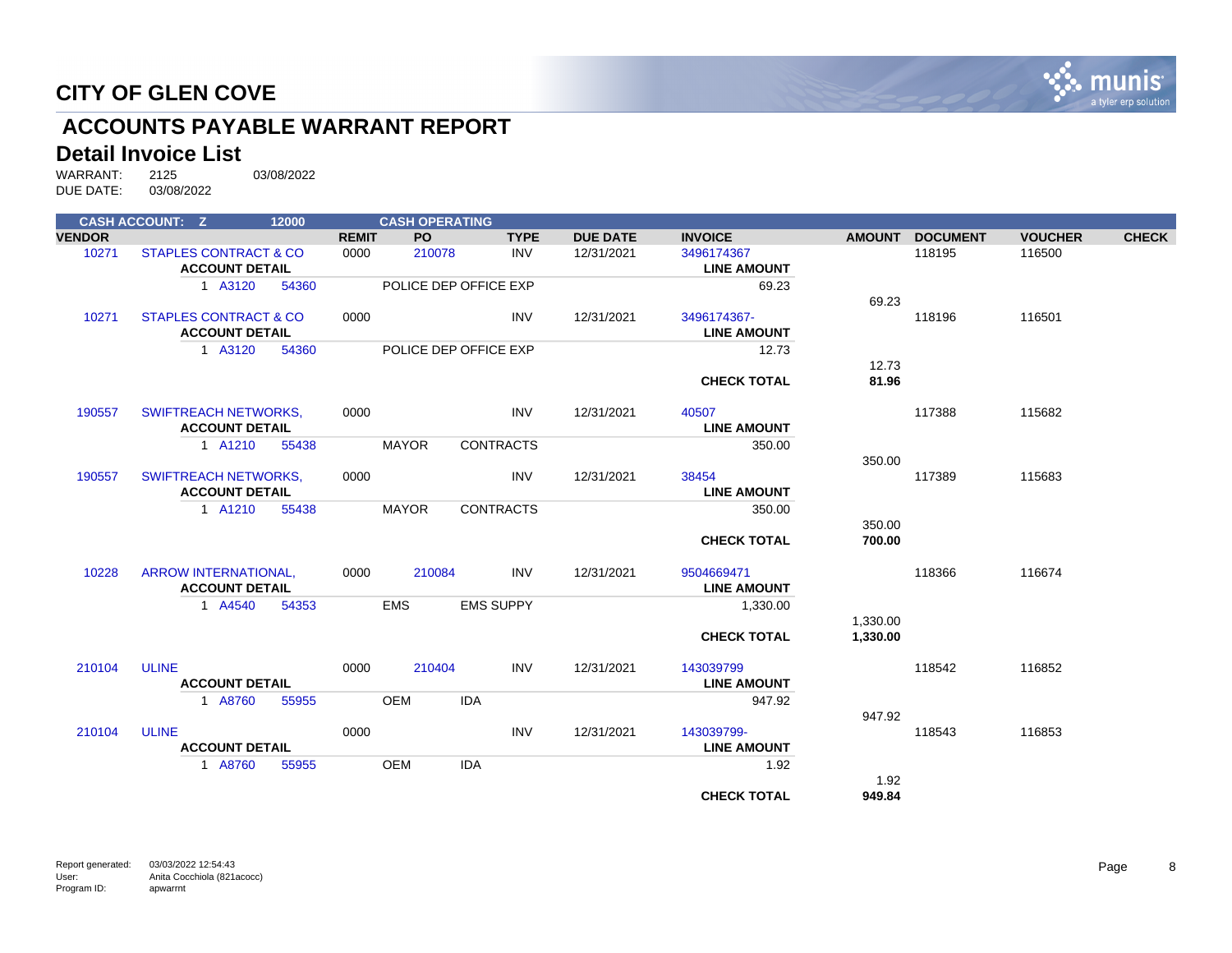# CITY OF GLEN COVE

## ACCOUNTS PAYABLE WARRANT REPORT

### Detail Invoice List

WARRANT: 2125 03/08/2022
DUE DATE: 03/08/2022

CASH ACCOUNT: Z 12000 CASH OPERATING

| VENDOR | | REMIT | PO | TYPE | DUE DATE | INVOICE | AMOUNT | DOCUMENT | VOUCHER | CHECK |
|---|---|---|---|---|---|---|---|---|---|---|
| 10271 | STAPLES CONTRACT & CO | 0000 | 210078 | INV | 12/31/2021 | 3496174367 | | 118195 | 116500 | |
| | ACCOUNT DETAIL | | | | | LINE AMOUNT | | | | |
| | 1 A3120 54360 | | POLICE DEP OFFICE EXP | | | 69.23 | | | | |
| | | | | | | | 69.23 | | | |
| 10271 | STAPLES CONTRACT & CO | 0000 | | INV | 12/31/2021 | 3496174367- | | 118196 | 116501 | |
| | ACCOUNT DETAIL | | | | | LINE AMOUNT | | | | |
| | 1 A3120 54360 | | POLICE DEP OFFICE EXP | | | 12.73 | | | | |
| | | | | | | | 12.73 | | | |
| | | | | | | **CHECK TOTAL** | **81.96** | | | |
| 190557 | SWIFTREACH NETWORKS, | 0000 | | INV | 12/31/2021 | 40507 | | 117388 | 115682 | |
| | ACCOUNT DETAIL | | | | | LINE AMOUNT | | | | |
| | 1 A1210 55438 | | MAYOR | CONTRACTS | | 350.00 | | | | |
| | | | | | | | 350.00 | | | |
| 190557 | SWIFTREACH NETWORKS, | 0000 | | INV | 12/31/2021 | 38454 | | 117389 | 115683 | |
| | ACCOUNT DETAIL | | | | | LINE AMOUNT | | | | |
| | 1 A1210 55438 | | MAYOR | CONTRACTS | | 350.00 | | | | |
| | | | | | | | 350.00 | | | |
| | | | | | | **CHECK TOTAL** | **700.00** | | | |
| 10228 | ARROW INTERNATIONAL, | 0000 | 210084 | INV | 12/31/2021 | 9504669471 | | 118366 | 116674 | |
| | ACCOUNT DETAIL | | | | | LINE AMOUNT | | | | |
| | 1 A4540 54353 | | EMS | EMS SUPPY | | 1,330.00 | | | | |
| | | | | | | | 1,330.00 | | | |
| | | | | | | **CHECK TOTAL** | **1,330.00** | | | |
| 210104 | ULINE | 0000 | 210404 | INV | 12/31/2021 | 143039799 | | 118542 | 116852 | |
| | ACCOUNT DETAIL | | | | | LINE AMOUNT | | | | |
| | 1 A8760 55955 | | OEM | IDA | | 947.92 | | | | |
| | | | | | | | 947.92 | | | |
| 210104 | ULINE | 0000 | | INV | 12/31/2021 | 143039799- | | 118543 | 116853 | |
| | ACCOUNT DETAIL | | | | | LINE AMOUNT | | | | |
| | 1 A8760 55955 | | OEM | IDA | | 1.92 | | | | |
| | | | | | | | 1.92 | | | |
| | | | | | | **CHECK TOTAL** | **949.84** | | | |

Report generated: 03/03/2022 12:54:43
User: Anita Cocchiola (821acocc)
Program ID: apwarrnt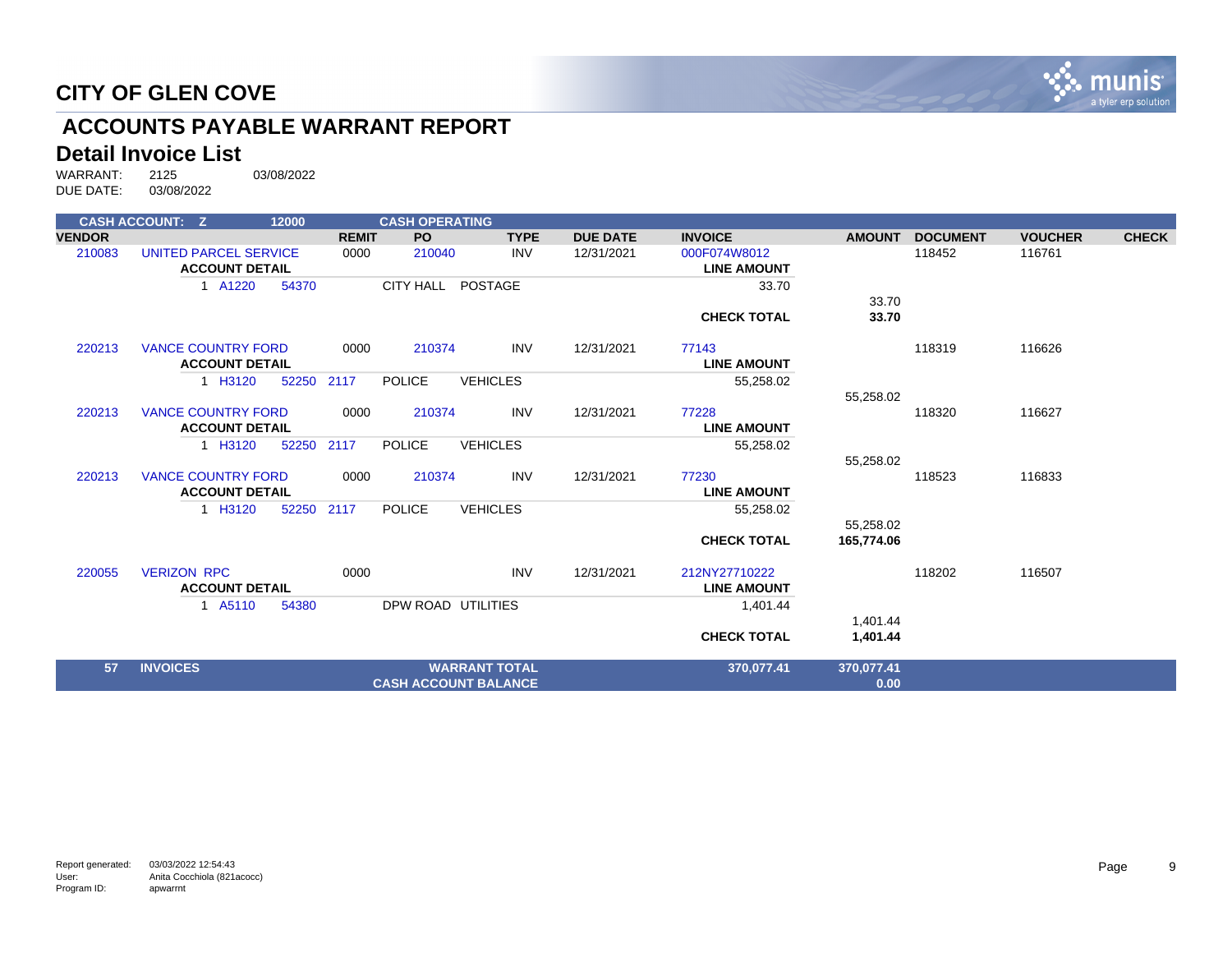# CITY OF GLEN COVE

## ACCOUNTS PAYABLE WARRANT REPORT

### Detail Invoice List

WARRANT: 2125 03/08/2022
DUE DATE: 03/08/2022

| VENDOR | | REMIT | PO | TYPE | DUE DATE | INVOICE | AMOUNT | DOCUMENT | VOUCHER | CHECK |
|---|---|---|---|---|---|---|---|---|---|---|
| CASH ACCOUNT: Z | 12000 | | CASH OPERATING | | | | | | | |
| 210083 | UNITED PARCEL SERVICE | 0000 | 210040 | INV | 12/31/2021 | 000F074W8012 | | 118452 | 116761 | |
| | ACCOUNT DETAIL | | | | | LINE AMOUNT | | | | |
| | 1 A1220 54370 | | CITY HALL | POSTAGE | | 33.70 | | | | |
| | | | | | | | 33.70 | | | |
| | | | | | | **CHECK TOTAL** | **33.70** | | | |
| 220213 | VANCE COUNTRY FORD | 0000 | 210374 | INV | 12/31/2021 | 77143 | | 118319 | 116626 | |
| | ACCOUNT DETAIL | | | | | LINE AMOUNT | | | | |
| | 1 H3120 52250 2117 | | POLICE | VEHICLES | | 55,258.02 | | | | |
| | | | | | | | 55,258.02 | | | |
| 220213 | VANCE COUNTRY FORD | 0000 | 210374 | INV | 12/31/2021 | 77228 | | 118320 | 116627 | |
| | ACCOUNT DETAIL | | | | | LINE AMOUNT | | | | |
| | 1 H3120 52250 2117 | | POLICE | VEHICLES | | 55,258.02 | | | | |
| | | | | | | | 55,258.02 | | | |
| 220213 | VANCE COUNTRY FORD | 0000 | 210374 | INV | 12/31/2021 | 77230 | | 118523 | 116833 | |
| | ACCOUNT DETAIL | | | | | LINE AMOUNT | | | | |
| | 1 H3120 52250 2117 | | POLICE | VEHICLES | | 55,258.02 | | | | |
| | | | | | | | 55,258.02 | | | |
| | | | | | | **CHECK TOTAL** | **165,774.06** | | | |
| 220055 | VERIZON RPC | 0000 | | INV | 12/31/2021 | 212NY27710222 | | 118202 | 116507 | |
| | ACCOUNT DETAIL | | | | | LINE AMOUNT | | | | |
| | 1 A5110 54380 | | DPW ROAD | UTILITIES | | 1,401.44 | | | | |
| | | | | | | | 1,401.44 | | | |
| | | | | | | **CHECK TOTAL** | **1,401.44** | | | |
| **57** | **INVOICES** | | **WARRANT TOTAL** | | | **370,077.41** | **370,077.41** | | | |
| | | | **CASH ACCOUNT BALANCE** | | | | **0.00** | | | |

Report generated: 03/03/2022 12:54:43
User: Anita Cocchiola (821acocc)
Program ID: apwarrnt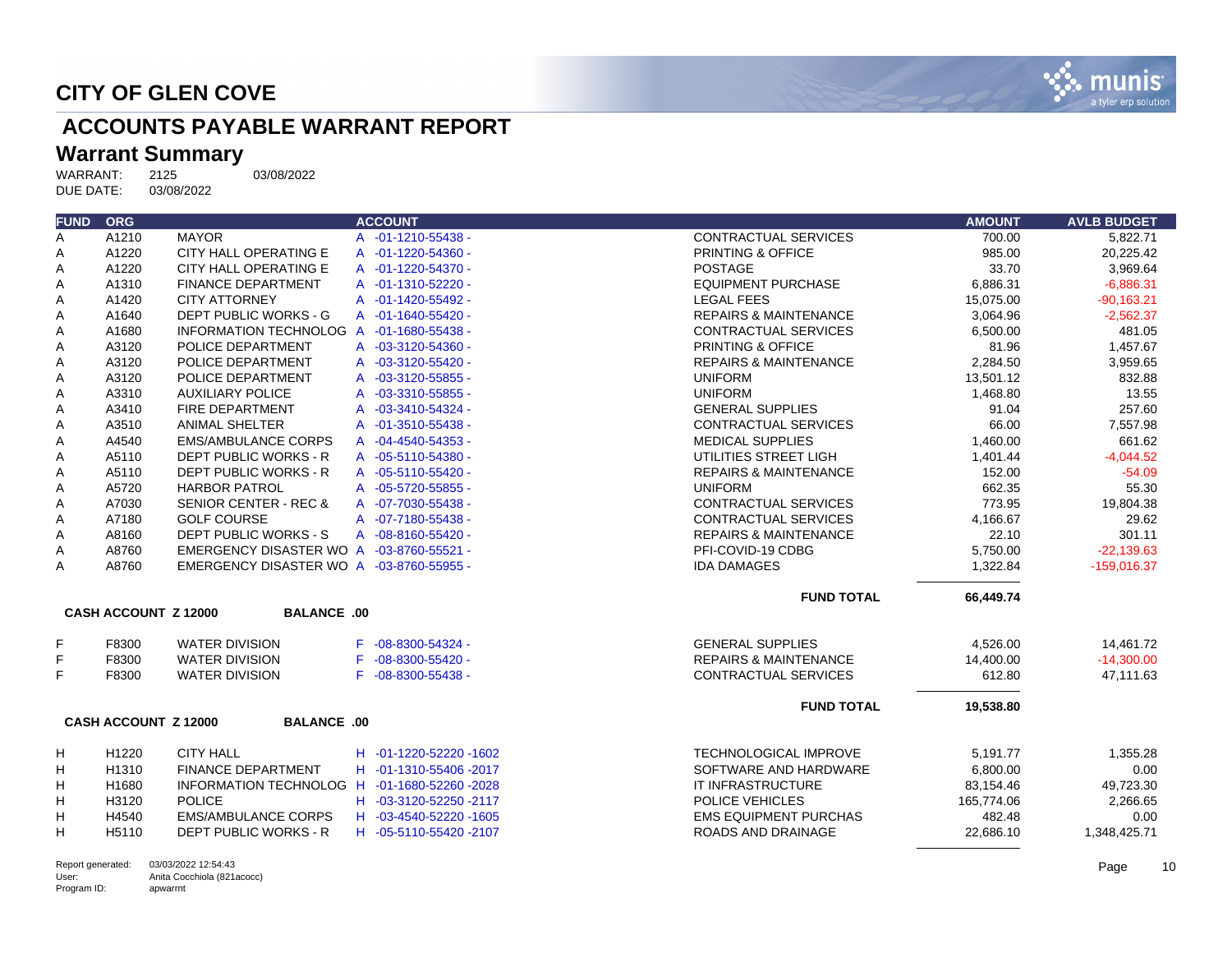# CITY OF GLEN COVE

## ACCOUNTS PAYABLE WARRANT REPORT

### Warrant Summary

WARRANT: 2125 03/08/2022
DUE DATE: 03/08/2022

| FUND | ORG | | ACCOUNT | | AMOUNT | AVLB BUDGET |
|---|---|---|---|---|---|---|
| A | A1210 | MAYOR | A -01-1210-55438 - | CONTRACTUAL SERVICES | 700.00 | 5,822.71 |
| A | A1220 | CITY HALL OPERATING E | A -01-1220-54360 - | PRINTING & OFFICE | 985.00 | 20,225.42 |
| A | A1220 | CITY HALL OPERATING E | A -01-1220-54370 - | POSTAGE | 33.70 | 3,969.64 |
| A | A1310 | FINANCE DEPARTMENT | A -01-1310-52220 - | EQUIPMENT PURCHASE | 6,886.31 | -6,886.31 |
| A | A1420 | CITY ATTORNEY | A -01-1420-55492 - | LEGAL FEES | 15,075.00 | -90,163.21 |
| A | A1640 | DEPT PUBLIC WORKS - G | A -01-1640-55420 - | REPAIRS & MAINTENANCE | 3,064.96 | -2,562.37 |
| A | A1680 | INFORMATION TECHNOLOG | A -01-1680-55438 - | CONTRACTUAL SERVICES | 6,500.00 | 481.05 |
| A | A3120 | POLICE DEPARTMENT | A -03-3120-54360 - | PRINTING & OFFICE | 81.96 | 1,457.67 |
| A | A3120 | POLICE DEPARTMENT | A -03-3120-55420 - | REPAIRS & MAINTENANCE | 2,284.50 | 3,959.65 |
| A | A3120 | POLICE DEPARTMENT | A -03-3120-55855 - | UNIFORM | 13,501.12 | 832.88 |
| A | A3310 | AUXILIARY POLICE | A -03-3310-55855 - | UNIFORM | 1,468.80 | 13.55 |
| A | A3410 | FIRE DEPARTMENT | A -03-3410-54324 - | GENERAL SUPPLIES | 91.04 | 257.60 |
| A | A3510 | ANIMAL SHELTER | A -01-3510-55438 - | CONTRACTUAL SERVICES | 66.00 | 7,557.98 |
| A | A4540 | EMS/AMBULANCE CORPS | A -04-4540-54353 - | MEDICAL SUPPLIES | 1,460.00 | 661.62 |
| A | A5110 | DEPT PUBLIC WORKS - R | A -05-5110-54380 - | UTILITIES STREET LIGH | 1,401.44 | -4,044.52 |
| A | A5110 | DEPT PUBLIC WORKS - R | A -05-5110-55420 - | REPAIRS & MAINTENANCE | 152.00 | -54.09 |
| A | A5720 | HARBOR PATROL | A -05-5720-55855 - | UNIFORM | 662.35 | 55.30 |
| A | A7030 | SENIOR CENTER - REC & | A -07-7030-55438 - | CONTRACTUAL SERVICES | 773.95 | 19,804.38 |
| A | A7180 | GOLF COURSE | A -07-7180-55438 - | CONTRACTUAL SERVICES | 4,166.67 | 29.62 |
| A | A8160 | DEPT PUBLIC WORKS - S | A -08-8160-55420 - | REPAIRS & MAINTENANCE | 22.10 | 301.11 |
| A | A8760 | EMERGENCY DISASTER WO | A -03-8760-55521 - | PFI-COVID-19 CDBG | 5,750.00 | -22,139.63 |
| A | A8760 | EMERGENCY DISASTER WO | A -03-8760-55955 - | IDA DAMAGES | 1,322.84 | -159,016.37 |
| | | | | **FUND TOTAL** | **66,449.74** | |

**CASH ACCOUNT Z 12000 BALANCE .00**

| FUND | ORG | | ACCOUNT | | AMOUNT | AVLB BUDGET |
|---|---|---|---|---|---|---|
| F | F8300 | WATER DIVISION | F -08-8300-54324 - | GENERAL SUPPLIES | 4,526.00 | 14,461.72 |
| F | F8300 | WATER DIVISION | F -08-8300-55420 - | REPAIRS & MAINTENANCE | 14,400.00 | -14,300.00 |
| F | F8300 | WATER DIVISION | F -08-8300-55438 - | CONTRACTUAL SERVICES | 612.80 | 47,111.63 |
| | | | | **FUND TOTAL** | **19,538.80** | |

**CASH ACCOUNT Z 12000 BALANCE .00**

| FUND | ORG | | ACCOUNT | | AMOUNT | AVLB BUDGET |
|---|---|---|---|---|---|---|
| H | H1220 | CITY HALL | H -01-1220-52220 -1602 | TECHNOLOGICAL IMPROVE | 5,191.77 | 1,355.28 |
| H | H1310 | FINANCE DEPARTMENT | H -01-1310-55406 -2017 | SOFTWARE AND HARDWARE | 6,800.00 | 0.00 |
| H | H1680 | INFORMATION TECHNOLOG | H -01-1680-52260 -2028 | IT INFRASTRUCTURE | 83,154.46 | 49,723.30 |
| H | H3120 | POLICE | H -03-3120-52250 -2117 | POLICE VEHICLES | 165,774.06 | 2,266.65 |
| H | H4540 | EMS/AMBULANCE CORPS | H -03-4540-52220 -1605 | EMS EQUIPMENT PURCHAS | 482.48 | 0.00 |
| H | H5110 | DEPT PUBLIC WORKS - R | H -05-5110-55420 -2107 | ROADS AND DRAINAGE | 22,686.10 | 1,348,425.71 |

Report generated: 03/03/2022 12:54:43
User: Anita Cocchiola (821acocc)
Program ID: apwarrnt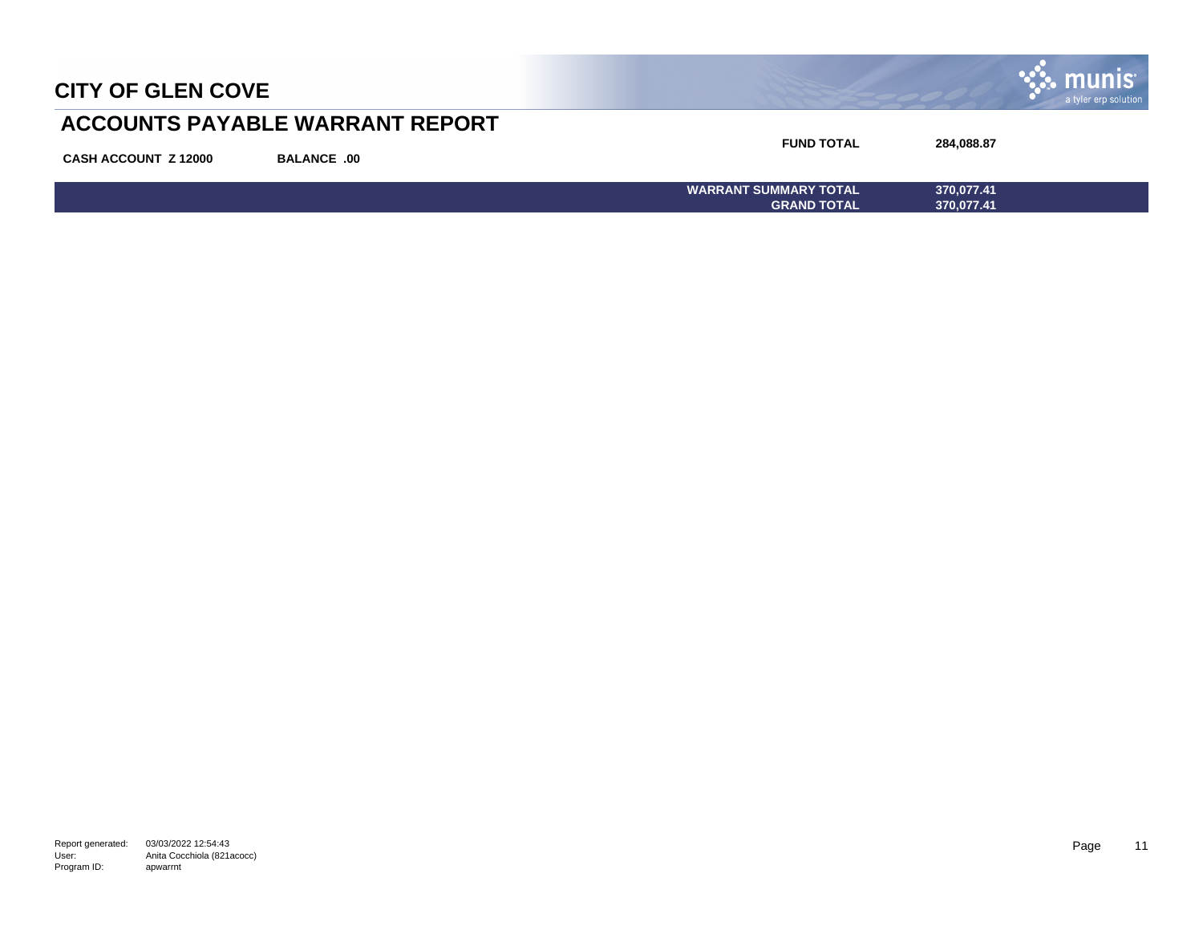# CITY OF GLEN COVE

## ACCOUNTS PAYABLE WARRANT REPORT

**CASH ACCOUNT Z 12000** **BALANCE .00**

| | |
|---|---|
| **FUND TOTAL** | **284,088.87** |
| **WARRANT SUMMARY TOTAL** | **370,077.41** |
| **GRAND TOTAL** | **370,077.41** |

Report generated: 03/03/2022 12:54:43
User: Anita Cocchiola (821acocc)
Program ID: apwarrnt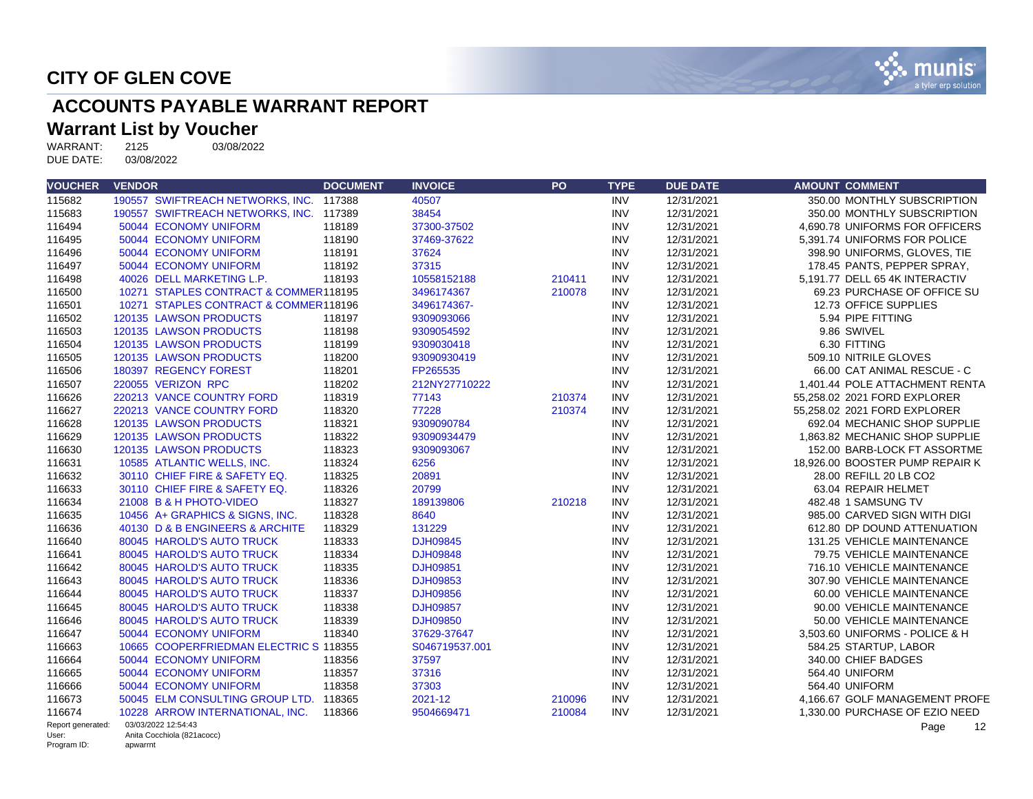# CITY OF GLEN COVE

## ACCOUNTS PAYABLE WARRANT REPORT

### Warrant List by Voucher

WARRANT: 2125 03/08/2022
DUE DATE: 03/08/2022

| VOUCHER | VENDOR | DOCUMENT | INVOICE | PO | TYPE | DUE DATE | AMOUNT | COMMENT |
|---|---|---|---|---|---|---|---|---|
| 115682 | 190557 SWIFTREACH NETWORKS, INC. | 117388 | 40507 | | INV | 12/31/2021 | 350.00 | MONTHLY SUBSCRIPTION |
| 115683 | 190557 SWIFTREACH NETWORKS, INC. | 117389 | 38454 | | INV | 12/31/2021 | 350.00 | MONTHLY SUBSCRIPTION |
| 116494 | 50044 ECONOMY UNIFORM | 118189 | 37300-37502 | | INV | 12/31/2021 | 4,690.78 | UNIFORMS FOR OFFICERS |
| 116495 | 50044 ECONOMY UNIFORM | 118190 | 37469-37622 | | INV | 12/31/2021 | 5,391.74 | UNIFORMS FOR POLICE |
| 116496 | 50044 ECONOMY UNIFORM | 118191 | 37624 | | INV | 12/31/2021 | 398.90 | UNIFORMS, GLOVES, TIE |
| 116497 | 50044 ECONOMY UNIFORM | 118192 | 37315 | | INV | 12/31/2021 | 178.45 | PANTS, PEPPER SPRAY, |
| 116498 | 40026 DELL MARKETING L.P. | 118193 | 10558152188 | 210411 | INV | 12/31/2021 | 5,191.77 | DELL 65 4K INTERACTIV |
| 116500 | 10271 STAPLES CONTRACT & COMMER | 118195 | 3496174367 | 210078 | INV | 12/31/2021 | 69.23 | PURCHASE OF OFFICE SU |
| 116501 | 10271 STAPLES CONTRACT & COMMER | 118196 | 3496174367- | | INV | 12/31/2021 | 12.73 | OFFICE SUPPLIES |
| 116502 | 120135 LAWSON PRODUCTS | 118197 | 9309093066 | | INV | 12/31/2021 | 5.94 | PIPE FITTING |
| 116503 | 120135 LAWSON PRODUCTS | 118198 | 9309054592 | | INV | 12/31/2021 | 9.86 | SWIVEL |
| 116504 | 120135 LAWSON PRODUCTS | 118199 | 9309030418 | | INV | 12/31/2021 | 6.30 | FITTING |
| 116505 | 120135 LAWSON PRODUCTS | 118200 | 93090930419 | | INV | 12/31/2021 | 509.10 | NITRILE GLOVES |
| 116506 | 180397 REGENCY FOREST | 118201 | FP265535 | | INV | 12/31/2021 | 66.00 | CAT ANIMAL RESCUE - C |
| 116507 | 220055 VERIZON RPC | 118202 | 212NY27710222 | | INV | 12/31/2021 | 1,401.44 | POLE ATTACHMENT RENTA |
| 116626 | 220213 VANCE COUNTRY FORD | 118319 | 77143 | 210374 | INV | 12/31/2021 | 55,258.02 | 2021 FORD EXPLORER |
| 116627 | 220213 VANCE COUNTRY FORD | 118320 | 77228 | 210374 | INV | 12/31/2021 | 55,258.02 | 2021 FORD EXPLORER |
| 116628 | 120135 LAWSON PRODUCTS | 118321 | 9309090784 | | INV | 12/31/2021 | 692.04 | MECHANIC SHOP SUPPLIE |
| 116629 | 120135 LAWSON PRODUCTS | 118322 | 93090934479 | | INV | 12/31/2021 | 1,863.82 | MECHANIC SHOP SUPPLIE |
| 116630 | 120135 LAWSON PRODUCTS | 118323 | 9309093067 | | INV | 12/31/2021 | 152.00 | BARB-LOCK FT ASSORTME |
| 116631 | 10585 ATLANTIC WELLS, INC. | 118324 | 6256 | | INV | 12/31/2021 | 18,926.00 | BOOSTER PUMP REPAIR K |
| 116632 | 30110 CHIEF FIRE & SAFETY EQ. | 118325 | 20891 | | INV | 12/31/2021 | 28.00 | REFILL 20 LB CO2 |
| 116633 | 30110 CHIEF FIRE & SAFETY EQ. | 118326 | 20799 | | INV | 12/31/2021 | 63.04 | REPAIR HELMET |
| 116634 | 21008 B & H PHOTO-VIDEO | 118327 | 189139806 | 210218 | INV | 12/31/2021 | 482.48 | 1 SAMSUNG TV |
| 116635 | 10456 A+ GRAPHICS & SIGNS, INC. | 118328 | 8640 | | INV | 12/31/2021 | 985.00 | CARVED SIGN WITH DIGI |
| 116636 | 40130 D & B ENGINEERS & ARCHITE | 118329 | 131229 | | INV | 12/31/2021 | 612.80 | DP DOUND ATTENUATION |
| 116640 | 80045 HAROLD'S AUTO TRUCK | 118333 | DJH09845 | | INV | 12/31/2021 | 131.25 | VEHICLE MAINTENANCE |
| 116641 | 80045 HAROLD'S AUTO TRUCK | 118334 | DJH09848 | | INV | 12/31/2021 | 79.75 | VEHICLE MAINTENANCE |
| 116642 | 80045 HAROLD'S AUTO TRUCK | 118335 | DJH09851 | | INV | 12/31/2021 | 716.10 | VEHICLE MAINTENANCE |
| 116643 | 80045 HAROLD'S AUTO TRUCK | 118336 | DJH09853 | | INV | 12/31/2021 | 307.90 | VEHICLE MAINTENANCE |
| 116644 | 80045 HAROLD'S AUTO TRUCK | 118337 | DJH09856 | | INV | 12/31/2021 | 60.00 | VEHICLE MAINTENANCE |
| 116645 | 80045 HAROLD'S AUTO TRUCK | 118338 | DJH09857 | | INV | 12/31/2021 | 90.00 | VEHICLE MAINTENANCE |
| 116646 | 80045 HAROLD'S AUTO TRUCK | 118339 | DJH09850 | | INV | 12/31/2021 | 50.00 | VEHICLE MAINTENANCE |
| 116647 | 50044 ECONOMY UNIFORM | 118340 | 37629-37647 | | INV | 12/31/2021 | 3,503.60 | UNIFORMS - POLICE & H |
| 116663 | 10665 COOPERFRIEDMAN ELECTRIC S | 118355 | S046719537.001 | | INV | 12/31/2021 | 584.25 | STARTUP, LABOR |
| 116664 | 50044 ECONOMY UNIFORM | 118356 | 37597 | | INV | 12/31/2021 | 340.00 | CHIEF BADGES |
| 116665 | 50044 ECONOMY UNIFORM | 118357 | 37316 | | INV | 12/31/2021 | 564.40 | UNIFORM |
| 116666 | 50044 ECONOMY UNIFORM | 118358 | 37303 | | INV | 12/31/2021 | 564.40 | UNIFORM |
| 116673 | 50045 ELM CONSULTING GROUP LTD. | 118365 | 2021-12 | 210096 | INV | 12/31/2021 | 4,166.67 | GOLF MANAGEMENT PROFE |
| 116674 | 10228 ARROW INTERNATIONAL, INC. | 118366 | 9504669471 | 210084 | INV | 12/31/2021 | 1,330.00 | PURCHASE OF EZIO NEED |

Report generated: 03/03/2022 12:54:43
User: Anita Cocchiola (821acocc)
Program ID: apwarrnt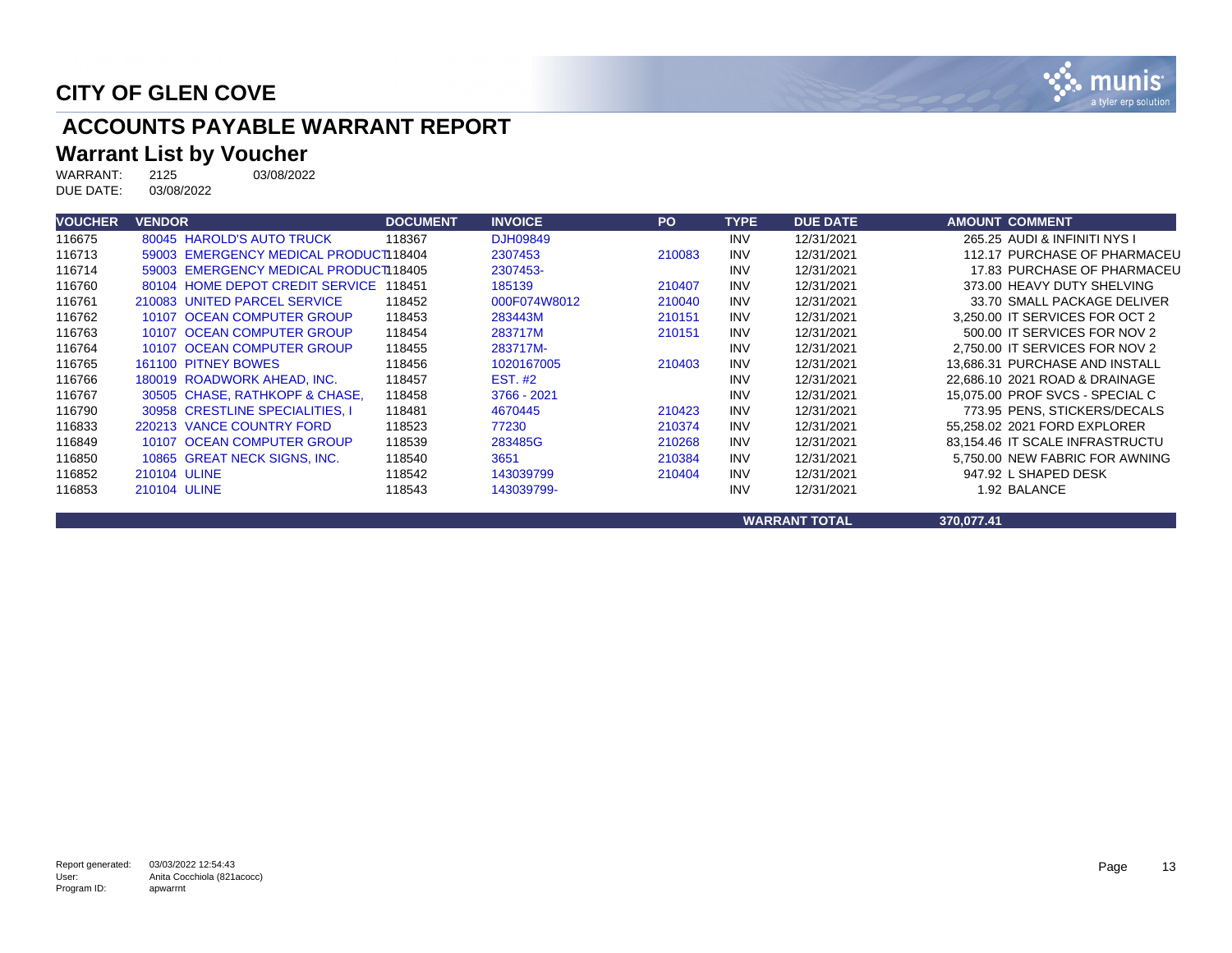# CITY OF GLEN COVE

## ACCOUNTS PAYABLE WARRANT REPORT

### Warrant List by Voucher

WARRANT: 2125 03/08/2022
DUE DATE: 03/08/2022

| VOUCHER | VENDOR | DOCUMENT | INVOICE | PO | TYPE | DUE DATE | AMOUNT | COMMENT |
|---|---|---|---|---|---|---|---|---|
| 116675 | 80045 HAROLD'S AUTO TRUCK | 118367 | DJH09849 | | INV | 12/31/2021 | 265.25 | AUDI & INFINITI NYS I |
| 116713 | 59003 EMERGENCY MEDICAL PRODUCT | 118404 | 2307453 | 210083 | INV | 12/31/2021 | 112.17 | PURCHASE OF PHARMACEU |
| 116714 | 59003 EMERGENCY MEDICAL PRODUCT | 118405 | 2307453- | | INV | 12/31/2021 | 17.83 | PURCHASE OF PHARMACEU |
| 116760 | 80104 HOME DEPOT CREDIT SERVICE | 118451 | 185139 | 210407 | INV | 12/31/2021 | 373.00 | HEAVY DUTY SHELVING |
| 116761 | 210083 UNITED PARCEL SERVICE | 118452 | 000F074W8012 | 210040 | INV | 12/31/2021 | 33.70 | SMALL PACKAGE DELIVER |
| 116762 | 10107 OCEAN COMPUTER GROUP | 118453 | 283443M | 210151 | INV | 12/31/2021 | 3,250.00 | IT SERVICES FOR OCT 2 |
| 116763 | 10107 OCEAN COMPUTER GROUP | 118454 | 283717M | 210151 | INV | 12/31/2021 | 500.00 | IT SERVICES FOR NOV 2 |
| 116764 | 10107 OCEAN COMPUTER GROUP | 118455 | 283717M- | | INV | 12/31/2021 | 2,750.00 | IT SERVICES FOR NOV 2 |
| 116765 | 161100 PITNEY BOWES | 118456 | 1020167005 | 210403 | INV | 12/31/2021 | 13,686.31 | PURCHASE AND INSTALL |
| 116766 | 180019 ROADWORK AHEAD, INC. | 118457 | EST. #2 | | INV | 12/31/2021 | 22,686.10 | 2021 ROAD & DRAINAGE |
| 116767 | 30505 CHASE, RATHKOPF & CHASE, | 118458 | 3766 - 2021 | | INV | 12/31/2021 | 15,075.00 | PROF SVCS - SPECIAL C |
| 116790 | 30958 CRESTLINE SPECIALITIES, I | 118481 | 4670445 | 210423 | INV | 12/31/2021 | 773.95 | PENS, STICKERS/DECALS |
| 116833 | 220213 VANCE COUNTRY FORD | 118523 | 77230 | 210374 | INV | 12/31/2021 | 55,258.02 | 2021 FORD EXPLORER |
| 116849 | 10107 OCEAN COMPUTER GROUP | 118539 | 283485G | 210268 | INV | 12/31/2021 | 83,154.46 | IT SCALE INFRASTRUCTU |
| 116850 | 10865 GREAT NECK SIGNS, INC. | 118540 | 3651 | 210384 | INV | 12/31/2021 | 5,750.00 | NEW FABRIC FOR AWNING |
| 116852 | 210104 ULINE | 118542 | 143039799 | 210404 | INV | 12/31/2021 | 947.92 | L SHAPED DESK |
| 116853 | 210104 ULINE | 118543 | 143039799- | | INV | 12/31/2021 | 1.92 | BALANCE |
| | | | | | | WARRANT TOTAL | 370,077.41 | |

Report generated: 03/03/2022 12:54:43
User: Anita Cocchiola (821acocc)
Program ID: apwarrnt